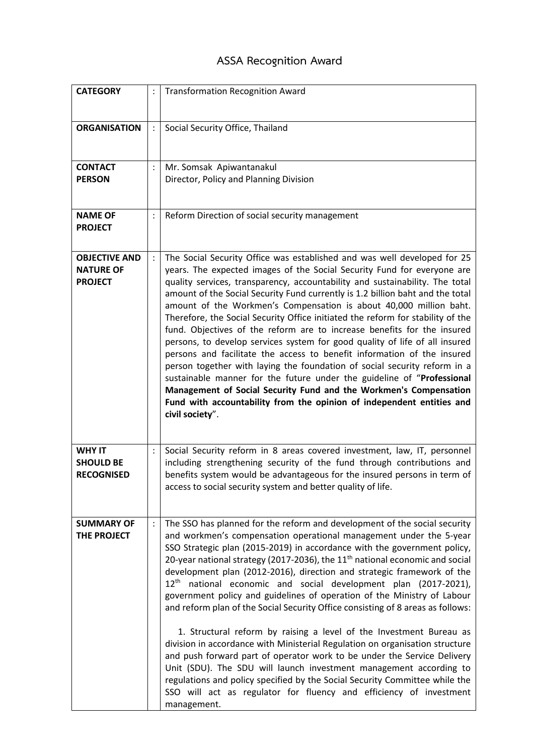# ASSA Recognition Award

| | | |
|---|---|---|
| **CATEGORY** | : | Transformation Recognition Award |
| **ORGANISATION** | : | Social Security Office, Thailand |
| **CONTACT PERSON** | : | Mr. Somsak Apiwantanakul<br>Director, Policy and Planning Division |
| **NAME OF PROJECT** | : | Reform Direction of social security management |
| **OBJECTIVE AND NATURE OF PROJECT** | : | The Social Security Office was established and was well developed for 25 years. The expected images of the Social Security Fund for everyone are quality services, transparency, accountability and sustainability. The total amount of the Social Security Fund currently is 1.2 billion baht and the total amount of the Workmen's Compensation is about 40,000 million baht. Therefore, the Social Security Office initiated the reform for stability of the fund. Objectives of the reform are to increase benefits for the insured persons, to develop services system for good quality of life of all insured persons and facilitate the access to benefit information of the insured person together with laying the foundation of social security reform in a sustainable manner for the future under the guideline of "**Professional Management of Social Security Fund and the Workmen's Compensation Fund with accountability from the opinion of independent entities and civil society**". |
| **WHY IT SHOULD BE RECOGNISED** | : | Social Security reform in 8 areas covered investment, law, IT, personnel including strengthening security of the fund through contributions and benefits system would be advantageous for the insured persons in term of access to social security system and better quality of life. |
| **SUMMARY OF THE PROJECT** | : | The SSO has planned for the reform and development of the social security and workmen's compensation operational management under the 5-year SSO Strategic plan (2015-2019) in accordance with the government policy, 20-year national strategy (2017-2036), the 11th national economic and social development plan (2012-2016), direction and strategic framework of the 12th national economic and social development plan (2017-2021), government policy and guidelines of operation of the Ministry of Labour and reform plan of the Social Security Office consisting of 8 areas as follows:<br><br>1. Structural reform by raising a level of the Investment Bureau as division in accordance with Ministerial Regulation on organisation structure and push forward part of operator work to be under the Service Delivery Unit (SDU). The SDU will launch investment management according to regulations and policy specified by the Social Security Committee while the SSO will act as regulator for fluency and efficiency of investment management. |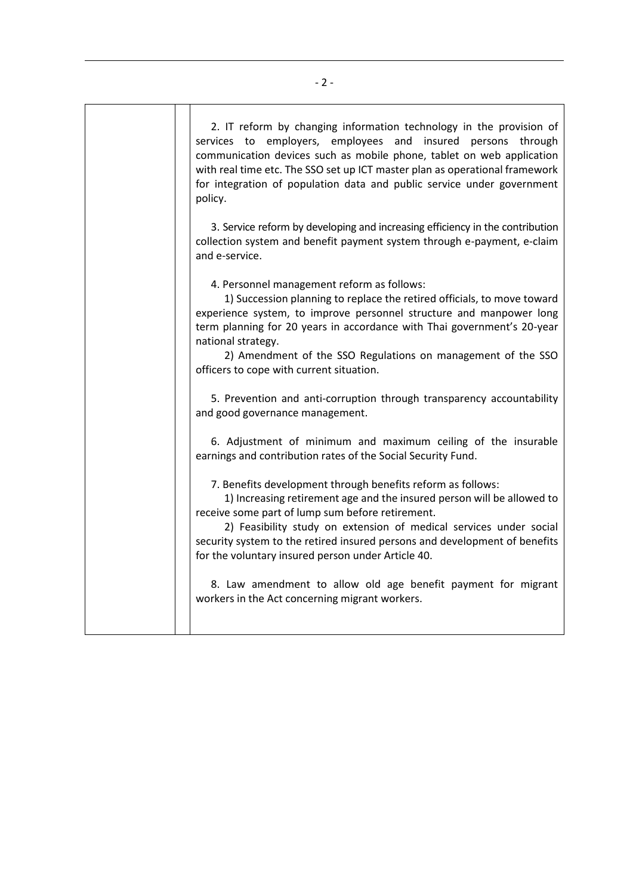| | | |
|---|---|---|
| | | 2. IT reform by changing information technology in the provision of services to employers, employees and insured persons through communication devices such as mobile phone, tablet on web application with real time etc. The SSO set up ICT master plan as operational framework for integration of population data and public service under government policy.<br><br>3. Service reform by developing and increasing efficiency in the contribution collection system and benefit payment system through e-payment, e-claim and e-service.<br><br>4. Personnel management reform as follows:<br>1) Succession planning to replace the retired officials, to move toward experience system, to improve personnel structure and manpower long term planning for 20 years in accordance with Thai government's 20-year national strategy.<br>2) Amendment of the SSO Regulations on management of the SSO officers to cope with current situation.<br><br>5. Prevention and anti-corruption through transparency accountability and good governance management.<br><br>6. Adjustment of minimum and maximum ceiling of the insurable earnings and contribution rates of the Social Security Fund.<br><br>7. Benefits development through benefits reform as follows:<br>1) Increasing retirement age and the insured person will be allowed to receive some part of lump sum before retirement.<br>2) Feasibility study on extension of medical services under social security system to the retired insured persons and development of benefits for the voluntary insured person under Article 40.<br><br>8. Law amendment to allow old age benefit payment for migrant workers in the Act concerning migrant workers. |